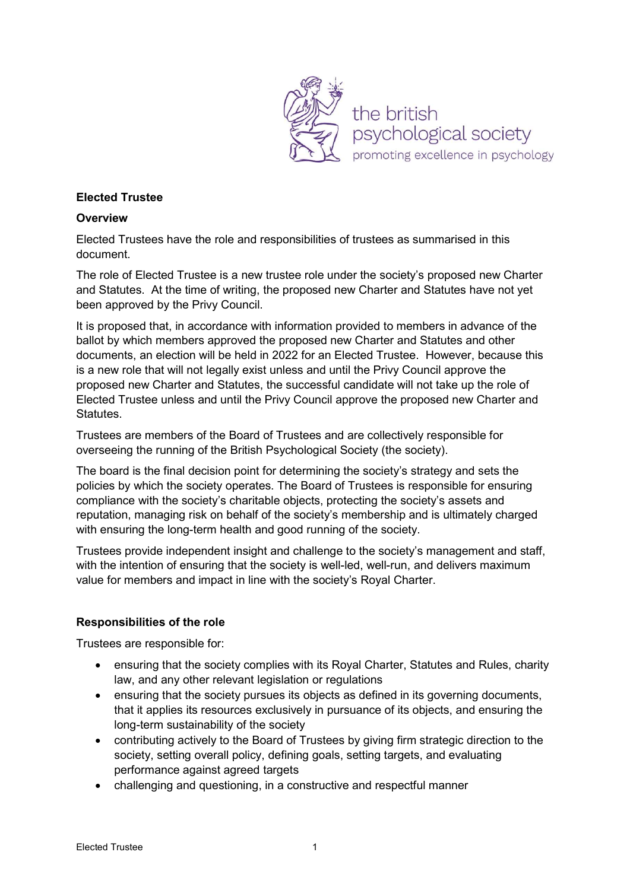the british psychological society
promoting excellence in psychology

## Elected Trustee

### Overview

Elected Trustees have the role and responsibilities of trustees as summarised in this document.

The role of Elected Trustee is a new trustee role under the society's proposed new Charter and Statutes. At the time of writing, the proposed new Charter and Statutes have not yet been approved by the Privy Council.

It is proposed that, in accordance with information provided to members in advance of the ballot by which members approved the proposed new Charter and Statutes and other documents, an election will be held in 2022 for an Elected Trustee. However, because this is a new role that will not legally exist unless and until the Privy Council approve the proposed new Charter and Statutes, the successful candidate will not take up the role of Elected Trustee unless and until the Privy Council approve the proposed new Charter and Statutes.

Trustees are members of the Board of Trustees and are collectively responsible for overseeing the running of the British Psychological Society (the society).

The board is the final decision point for determining the society's strategy and sets the policies by which the society operates. The Board of Trustees is responsible for ensuring compliance with the society's charitable objects, protecting the society's assets and reputation, managing risk on behalf of the society's membership and is ultimately charged with ensuring the long-term health and good running of the society.

Trustees provide independent insight and challenge to the society's management and staff, with the intention of ensuring that the society is well-led, well-run, and delivers maximum value for members and impact in line with the society's Royal Charter.

### Responsibilities of the role

Trustees are responsible for:

- ensuring that the society complies with its Royal Charter, Statutes and Rules, charity law, and any other relevant legislation or regulations
- ensuring that the society pursues its objects as defined in its governing documents, that it applies its resources exclusively in pursuance of its objects, and ensuring the long-term sustainability of the society
- contributing actively to the Board of Trustees by giving firm strategic direction to the society, setting overall policy, defining goals, setting targets, and evaluating performance against agreed targets
- challenging and questioning, in a constructive and respectful manner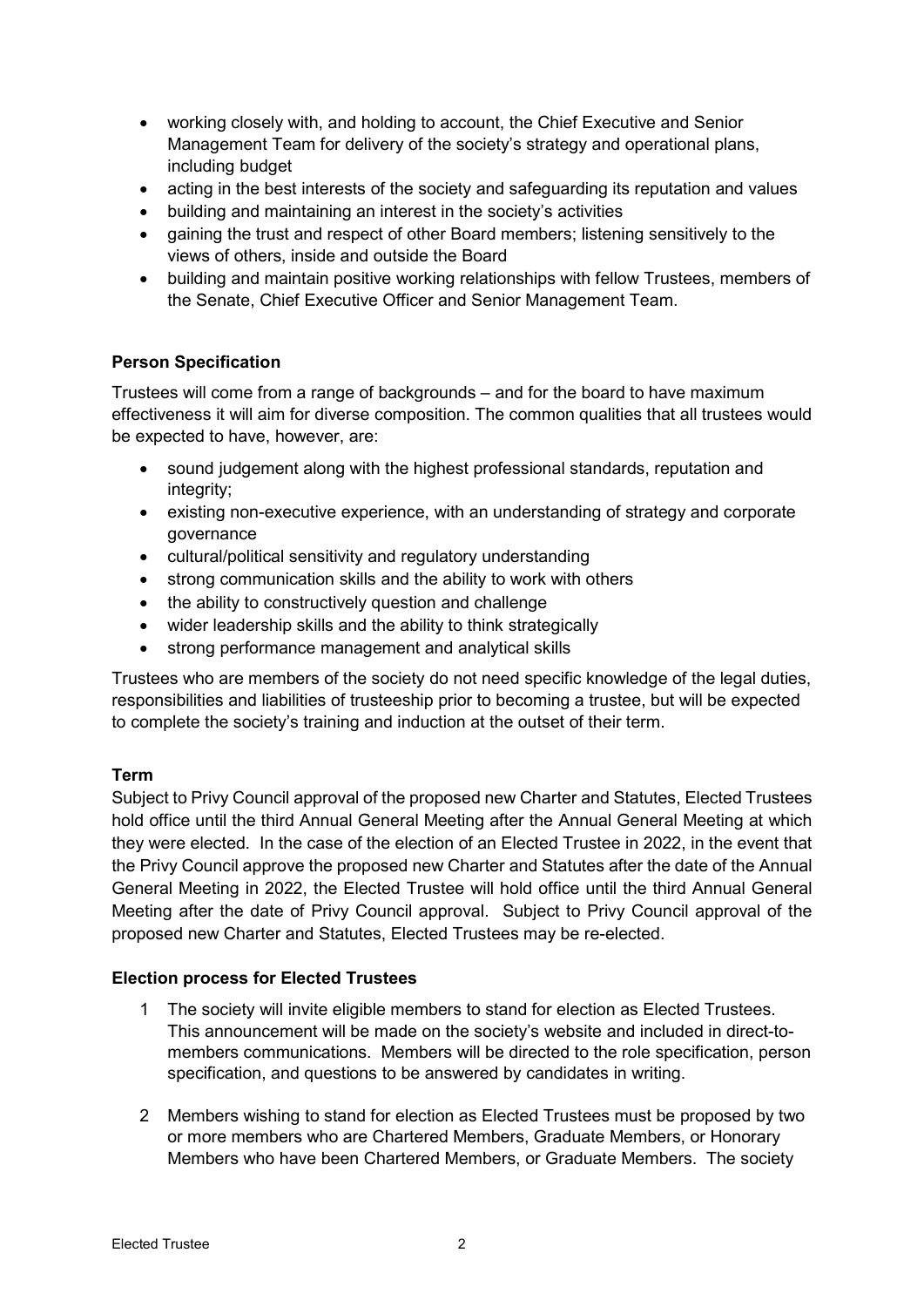- working closely with, and holding to account, the Chief Executive and Senior Management Team for delivery of the society's strategy and operational plans, including budget
- acting in the best interests of the society and safeguarding its reputation and values
- building and maintaining an interest in the society's activities
- gaining the trust and respect of other Board members; listening sensitively to the views of others, inside and outside the Board
- building and maintain positive working relationships with fellow Trustees, members of the Senate, Chief Executive Officer and Senior Management Team.

**Person Specification**

Trustees will come from a range of backgrounds – and for the board to have maximum effectiveness it will aim for diverse composition. The common qualities that all trustees would be expected to have, however, are:

- sound judgement along with the highest professional standards, reputation and integrity;
- existing non-executive experience, with an understanding of strategy and corporate governance
- cultural/political sensitivity and regulatory understanding
- strong communication skills and the ability to work with others
- the ability to constructively question and challenge
- wider leadership skills and the ability to think strategically
- strong performance management and analytical skills

Trustees who are members of the society do not need specific knowledge of the legal duties, responsibilities and liabilities of trusteeship prior to becoming a trustee, but will be expected to complete the society's training and induction at the outset of their term.

**Term**

Subject to Privy Council approval of the proposed new Charter and Statutes, Elected Trustees hold office until the third Annual General Meeting after the Annual General Meeting at which they were elected. In the case of the election of an Elected Trustee in 2022, in the event that the Privy Council approve the proposed new Charter and Statutes after the date of the Annual General Meeting in 2022, the Elected Trustee will hold office until the third Annual General Meeting after the date of Privy Council approval. Subject to Privy Council approval of the proposed new Charter and Statutes, Elected Trustees may be re-elected.

**Election process for Elected Trustees**

1. The society will invite eligible members to stand for election as Elected Trustees. This announcement will be made on the society's website and included in direct-to-members communications. Members will be directed to the role specification, person specification, and questions to be answered by candidates in writing.

2. Members wishing to stand for election as Elected Trustees must be proposed by two or more members who are Chartered Members, Graduate Members, or Honorary Members who have been Chartered Members, or Graduate Members. The society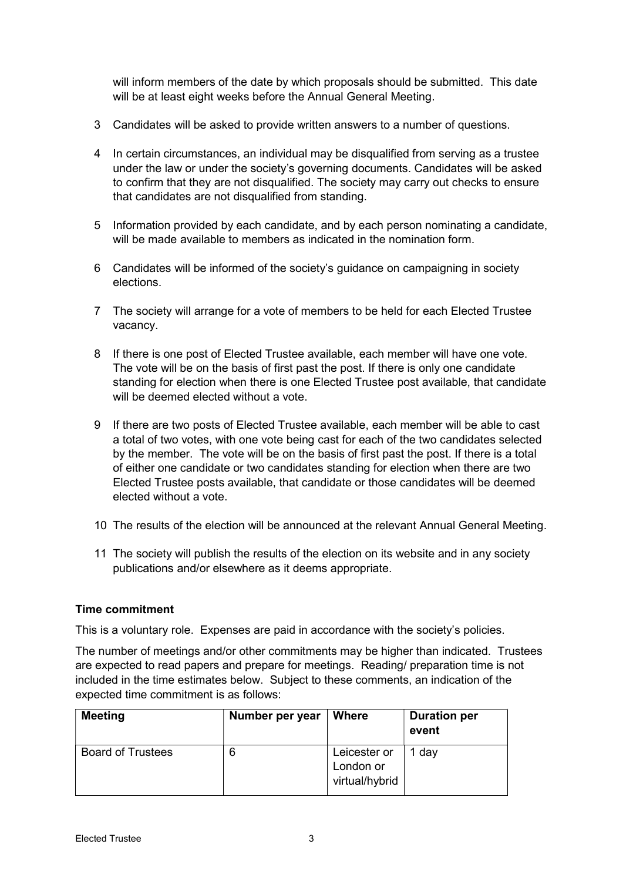will inform members of the date by which proposals should be submitted. This date will be at least eight weeks before the Annual General Meeting.

3 Candidates will be asked to provide written answers to a number of questions.

4 In certain circumstances, an individual may be disqualified from serving as a trustee under the law or under the society's governing documents. Candidates will be asked to confirm that they are not disqualified. The society may carry out checks to ensure that candidates are not disqualified from standing.

5 Information provided by each candidate, and by each person nominating a candidate, will be made available to members as indicated in the nomination form.

6 Candidates will be informed of the society's guidance on campaigning in society elections.

7 The society will arrange for a vote of members to be held for each Elected Trustee vacancy.

8 If there is one post of Elected Trustee available, each member will have one vote. The vote will be on the basis of first past the post. If there is only one candidate standing for election when there is one Elected Trustee post available, that candidate will be deemed elected without a vote.

9 If there are two posts of Elected Trustee available, each member will be able to cast a total of two votes, with one vote being cast for each of the two candidates selected by the member. The vote will be on the basis of first past the post. If there is a total of either one candidate or two candidates standing for election when there are two Elected Trustee posts available, that candidate or those candidates will be deemed elected without a vote.

10 The results of the election will be announced at the relevant Annual General Meeting.

11 The society will publish the results of the election on its website and in any society publications and/or elsewhere as it deems appropriate.

**Time commitment**

This is a voluntary role. Expenses are paid in accordance with the society's policies.

The number of meetings and/or other commitments may be higher than indicated. Trustees are expected to read papers and prepare for meetings. Reading/ preparation time is not included in the time estimates below. Subject to these comments, an indication of the expected time commitment is as follows:

| Meeting | Number per year | Where | Duration per event |
|---|---|---|---|
| Board of Trustees | 6 | Leicester or London or virtual/hybrid | 1 day |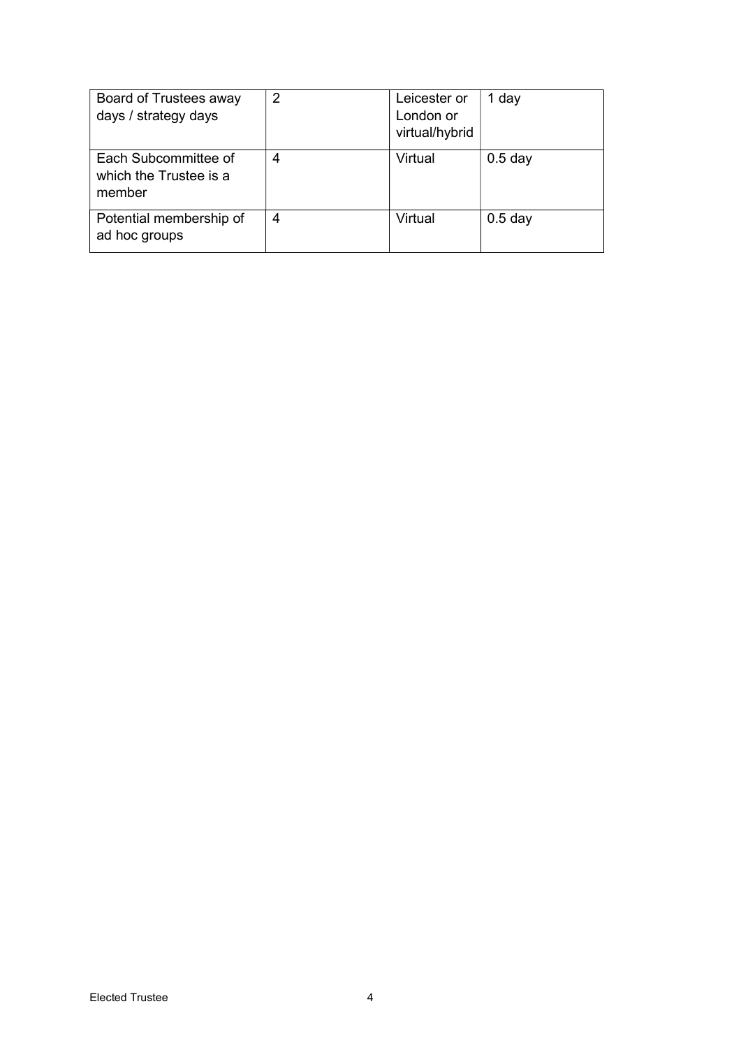| | | | |
|---|---|---|---|
| Board of Trustees away days / strategy days | 2 | Leicester or London or virtual/hybrid | 1 day |
| Each Subcommittee of which the Trustee is a member | 4 | Virtual | 0.5 day |
| Potential membership of ad hoc groups | 4 | Virtual | 0.5 day |